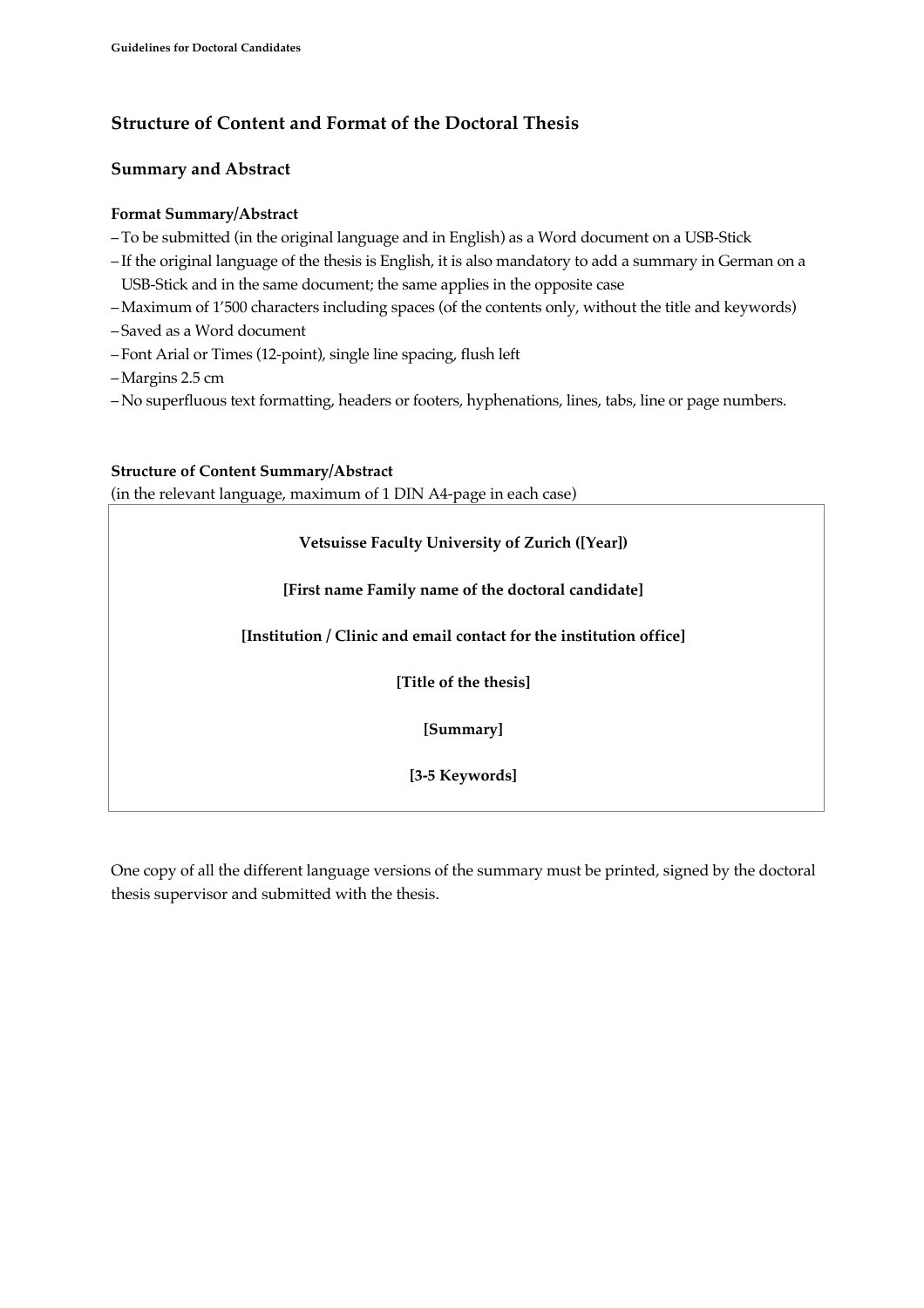## Structure of Content and Format of the Doctoral Thesis

### Summary and Abstract

#### Format Summary/Abstract

- To be submitted (in the original language and in English) as a Word document on a USB-Stick
- If the original language of the thesis is English, it is also mandatory to add a summary in German on a USB-Stick and in the same document; the same applies in the opposite case
- Maximum of 1'500 characters including spaces (of the contents only, without the title and keywords)
- Saved as a Word document
- Font Arial or Times (12-point), single line spacing, flush left
- Margins 2.5 cm
- No superfluous text formatting, headers or footers, hyphenations, lines, tabs, line or page numbers.

#### Structure of Content Summary/Abstract

(in the relevant language, maximum of 1 DIN A4-page in each case)

| **Vetsuisse Faculty University of Zurich ([Year])** |
|---|
| **[First name Family name of the doctoral candidate]** |
| **[Institution / Clinic and email contact for the institution office]** |
| **[Title of the thesis]** |
| **[Summary]** |
| **[3-5 Keywords]** |

One copy of all the different language versions of the summary must be printed, signed by the doctoral thesis supervisor and submitted with the thesis.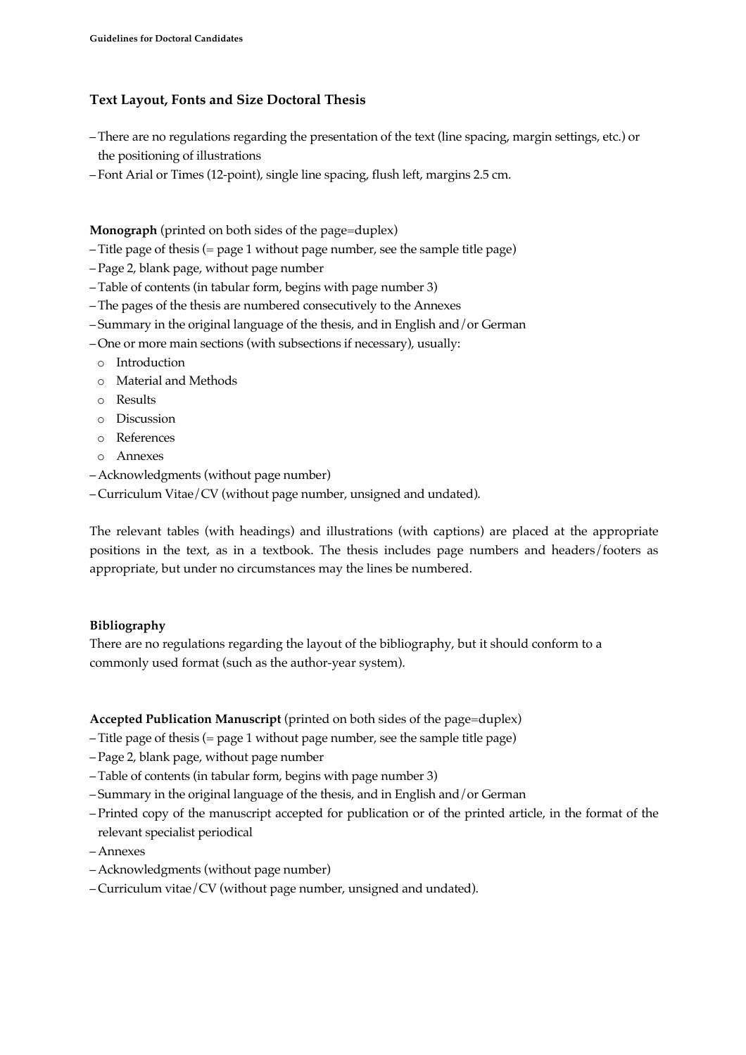## Text Layout, Fonts and Size Doctoral Thesis

- There are no regulations regarding the presentation of the text (line spacing, margin settings, etc.) or the positioning of illustrations
- Font Arial or Times (12-point), single line spacing, flush left, margins 2.5 cm.

**Monograph** (printed on both sides of the page=duplex)

- Title page of thesis (= page 1 without page number, see the sample title page)
- Page 2, blank page, without page number
- Table of contents (in tabular form, begins with page number 3)
- The pages of the thesis are numbered consecutively to the Annexes
- Summary in the original language of the thesis, and in English and/or German
- One or more main sections (with subsections if necessary), usually:
  - Introduction
  - Material and Methods
  - Results
  - Discussion
  - References
  - Annexes
- Acknowledgments (without page number)
- Curriculum Vitae/CV (without page number, unsigned and undated).

The relevant tables (with headings) and illustrations (with captions) are placed at the appropriate positions in the text, as in a textbook. The thesis includes page numbers and headers/footers as appropriate, but under no circumstances may the lines be numbered.

**Bibliography**

There are no regulations regarding the layout of the bibliography, but it should conform to a commonly used format (such as the author-year system).

**Accepted Publication Manuscript** (printed on both sides of the page=duplex)

- Title page of thesis (= page 1 without page number, see the sample title page)
- Page 2, blank page, without page number
- Table of contents (in tabular form, begins with page number 3)
- Summary in the original language of the thesis, and in English and/or German
- Printed copy of the manuscript accepted for publication or of the printed article, in the format of the relevant specialist periodical
- Annexes
- Acknowledgments (without page number)
- Curriculum vitae/CV (without page number, unsigned and undated).